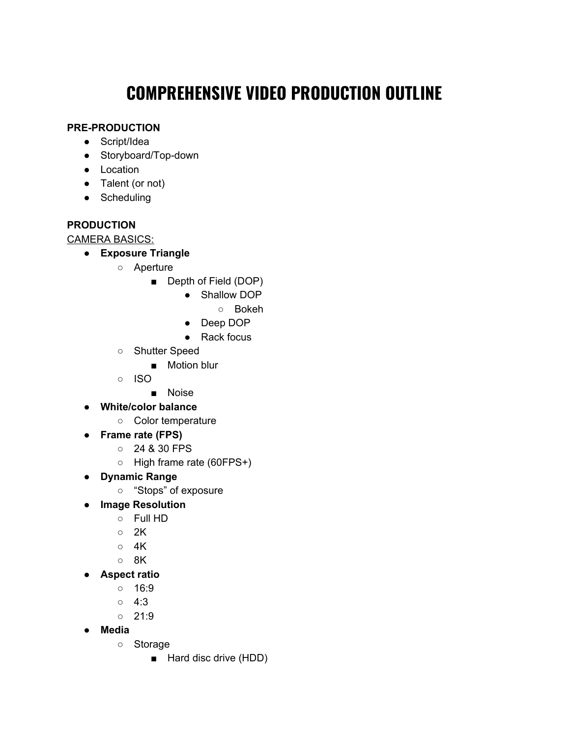# COMPREHENSIVE VIDEO PRODUCTION OUTLINE

**PRE-PRODUCTION**

- Script/Idea
- Storyboard/Top-down
- Location
- Talent (or not)
- Scheduling

**PRODUCTION**

<u>CAMERA BASICS:</u>

- **Exposure Triangle**
  - Aperture
    - Depth of Field (DOP)
      - Shallow DOP
        - Bokeh
      - Deep DOP
      - Rack focus
  - Shutter Speed
    - Motion blur
  - ISO
    - Noise
- **White/color balance**
  - Color temperature
- **Frame rate (FPS)**
  - 24 & 30 FPS
  - High frame rate (60FPS+)
- **Dynamic Range**
  - "Stops" of exposure
- **Image Resolution**
  - Full HD
  - 2K
  - 4K
  - 8K
- **Aspect ratio**
  - 16:9
  - 4:3
  - 21:9
- **Media**
  - Storage
    - Hard disc drive (HDD)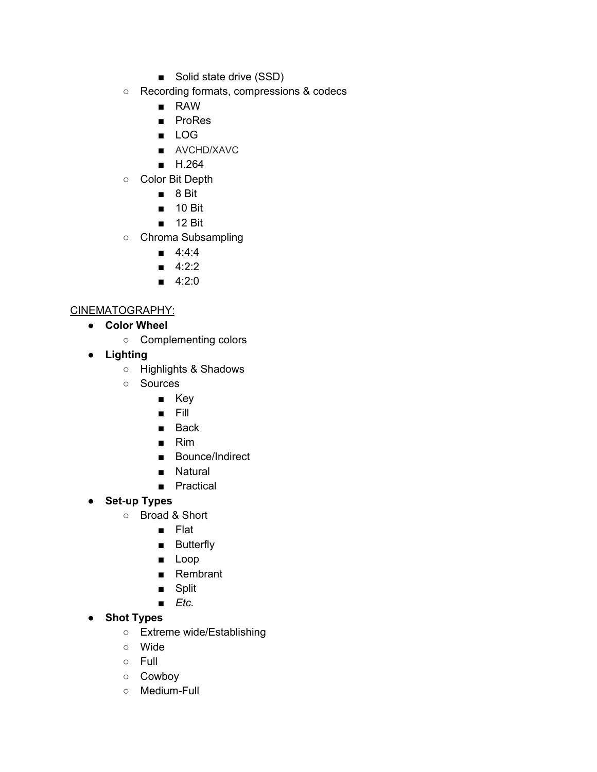- Solid state drive (SSD)
    - Recording formats, compressions & codecs
        - RAW
        - ProRes
        - LOG
        - AVCHD/XAVC
        - H.264
    - Color Bit Depth
        - 8 Bit
        - 10 Bit
        - 12 Bit
    - Chroma Subsampling
        - 4:4:4
        - 4:2:2
        - 4:2:0

<u>CINEMATOGRAPHY:</u>

- **Color Wheel**
    - Complementing colors
- **Lighting**
    - Highlights & Shadows
    - Sources
        - Key
        - Fill
        - Back
        - Rim
        - Bounce/Indirect
        - Natural
        - Practical
- **Set-up Types**
    - Broad & Short
        - Flat
        - Butterfly
        - Loop
        - Rembrant
        - Split
        - *Etc.*
- **Shot Types**
    - Extreme wide/Establishing
    - Wide
    - Full
    - Cowboy
    - Medium-Full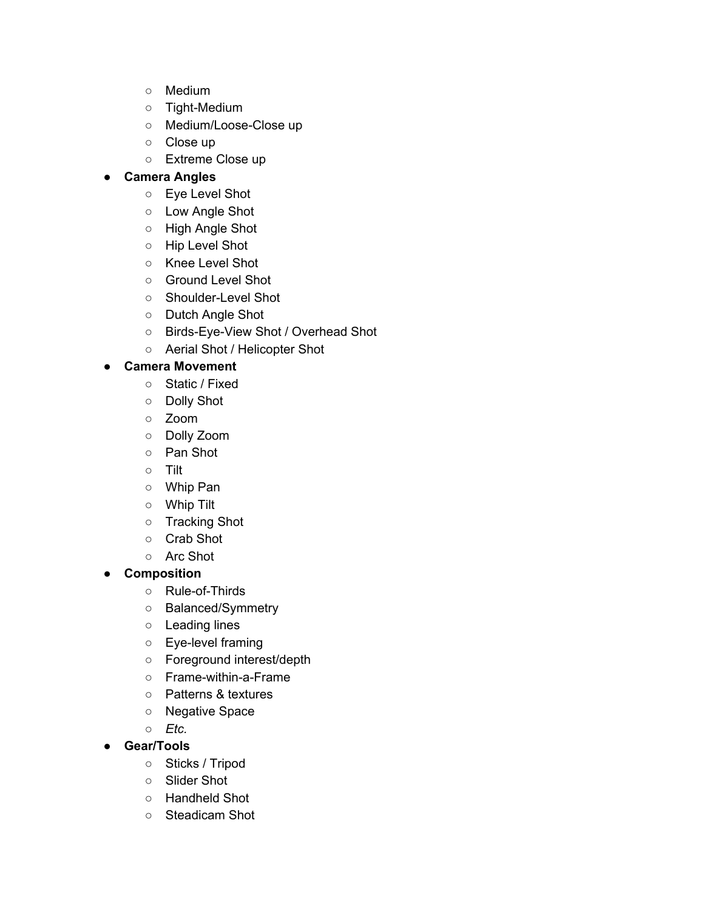- Medium
  - Tight-Medium
  - Medium/Loose-Close up
  - Close up
  - Extreme Close up
- **Camera Angles**
  - Eye Level Shot
  - Low Angle Shot
  - High Angle Shot
  - Hip Level Shot
  - Knee Level Shot
  - Ground Level Shot
  - Shoulder-Level Shot
  - Dutch Angle Shot
  - Birds-Eye-View Shot / Overhead Shot
  - Aerial Shot / Helicopter Shot
- **Camera Movement**
  - Static / Fixed
  - Dolly Shot
  - Zoom
  - Dolly Zoom
  - Pan Shot
  - Tilt
  - Whip Pan
  - Whip Tilt
  - Tracking Shot
  - Crab Shot
  - Arc Shot
- **Composition**
  - Rule-of-Thirds
  - Balanced/Symmetry
  - Leading lines
  - Eye-level framing
  - Foreground interest/depth
  - Frame-within-a-Frame
  - Patterns & textures
  - Negative Space
  - *Etc.*
- **Gear/Tools**
  - Sticks / Tripod
  - Slider Shot
  - Handheld Shot
  - Steadicam Shot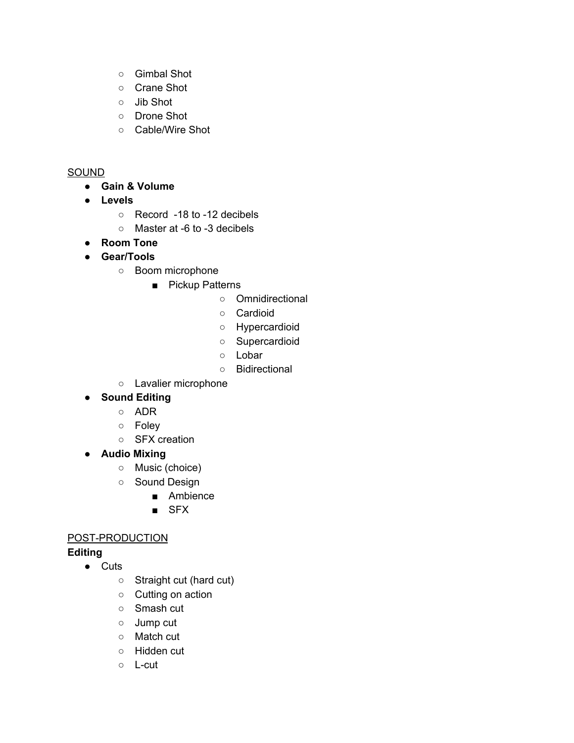- Gimbal Shot
    - Crane Shot
    - Jib Shot
    - Drone Shot
    - Cable/Wire Shot

<u>SOUND</u>

- **Gain & Volume**
- **Levels**
    - Record -18 to -12 decibels
    - Master at -6 to -3 decibels
- **Room Tone**
- **Gear/Tools**
    - Boom microphone
        - Pickup Patterns
            - Omnidirectional
            - Cardioid
            - Hypercardioid
            - Supercardioid
            - Lobar
            - Bidirectional
    - Lavalier microphone
- **Sound Editing**
    - ADR
    - Foley
    - SFX creation
- **Audio Mixing**
    - Music (choice)
    - Sound Design
        - Ambience
        - SFX

<u>POST-PRODUCTION</u>

**Editing**

- Cuts
    - Straight cut (hard cut)
    - Cutting on action
    - Smash cut
    - Jump cut
    - Match cut
    - Hidden cut
    - L-cut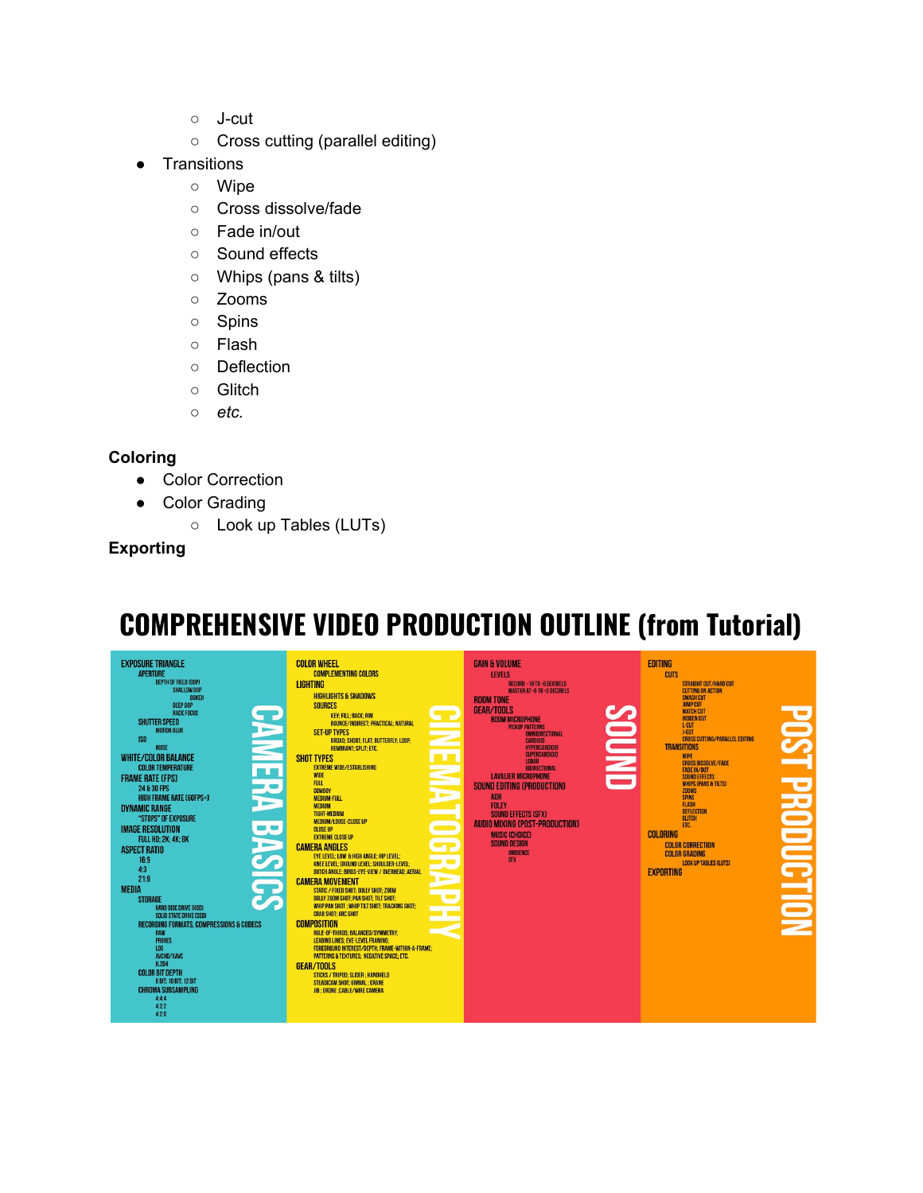- J-cut
    - Cross cutting (parallel editing)
- Transitions
    - Wipe
    - Cross dissolve/fade
    - Fade in/out
    - Sound effects
    - Whips (pans & tilts)
    - Zooms
    - Spins
    - Flash
    - Deflection
    - Glitch
    - *etc.*

**Coloring**

- Color Correction
- Color Grading
    - Look up Tables (LUTs)

**Exporting**

# COMPREHENSIVE VIDEO PRODUCTION OUTLINE (from Tutorial)

## CAMERA BASICS

- EXPOSURE TRIANGLE
    - APERTURE
        - DEPTH OF FIELD (DOF)
            - SHALLOW DOF
                - BOKEH
            - DEEP DOF
            - RACK FOCUS
    - SHUTTER SPEED
        - MOTION BLUR
    - ISO
        - NOISE
- WHITE/COLOR BALANCE
    - COLOR TEMPERATURE
- FRAME RATE (FPS)
    - 24 & 30 FPS
    - HIGH FRAME RATE (60FPS+)
- DYNAMIC RANGE
    - "STOPS" OF EXPOSURE
- IMAGE RESOLUTION
    - FULL HD; 2K; 4K; 8K
- ASPECT RATIO
    - 16:9
    - 4:3
    - 21:9
- MEDIA
    - STORAGE
        - HARD DISC DRIVE (HDD)
        - SOLID STATE DRIVE (SSD)
    - RECORDING FORMATS, COMPRESSIONS & CODECS
        - RAW
        - PRORES
        - LOG
        - AVCHD/XAVC
        - H.264
    - COLOR BIT DEPTH
        - 8 BIT; 10 BIT; 12 BIT
    - CHROMA SUBSAMPLING
        - 4:4:4
        - 4:2:2
        - 4:2:0

## CINEMATOGRAPHY

- COLOR WHEEL
    - COMPLEMENTING COLORS
- LIGHTING
    - HIGHLIGHTS & SHADOWS
    - SOURCES
        - KEY; FILL; BACK; RIM
        - BOUNCE/INDIRECT; PRACTICAL; NATURAL
    - SET-UP TYPES
        - BROAD; SHORT; FLAT; BUTTERFLY; LOOP; REMBRANT; SPLIT; ETC.
- SHOT TYPES
    - EXTREME WIDE/ESTABLISHING
    - WIDE
    - FULL
    - COWBOY
    - MEDIUM-FULL
    - MEDIUM
    - TIGHT-MEDIUM
    - MEDIUM/LOOSE-CLOSE UP
    - CLOSE UP
    - EXTREME CLOSE UP
- CAMERA ANGLES
    - EYE LEVEL; LOW & HIGH ANGLE; HIP LEVEL; KNEE LEVEL; GROUND LEVEL; SHOULDER-LEVEL; DUTCH ANGLE; BIRDS-EYE-VIEW / OVERHEAD; AERIAL
- CAMERA MOVEMENT
    - STATIC / FIXED SHOT; DOLLY SHOT; ZOOM
    - DOLLY ZOOM SHOT; PAN SHOT; TILT SHOT;
    - WHIP PAN SHOT ; WHIP TILT SHOT; TRACKING SHOT;
    - CRAB SHOT; ARC SHOT
- COMPOSITION
    - RULE-OF-THIRDS; BALANCED/SYMMETRY;
    - LEADING LINES; EYE-LEVEL FRAMING;
    - FOREGROUND INTEREST/DEPTH; FRAME-WITHIN-A-FRAME;
    - PATTERNS & TEXTURES; NEGATIVE SPACE; ETC.
- GEAR/TOOLS
    - STICKS / TRIPOD; SLIDER ; HANDHELD
    - STEADICAM SHOT; GIMBAL ; CRANE
    - JIB ; DRONE ;CABLE/WIRE CAMERA

## SOUND

- GAIN & VOLUME
    - LEVELS
        - RECORD -18 TO -6 DECIBELS
        - MASTER AT -8 TO -3 DECIBELS
- ROOM TONE
- GEAR/TOOLS
    - BOOM MICROPHONE
        - PICKUP PATTERNS
            - OMNIDIRECTIONAL
            - CARDIOID
            - HYPERCARDIOID
            - SUPERCARDIOID
            - LOBAR
            - BIDIRECTIONAL
    - LAVALIER MICROPHONE
- SOUND EDITING (PRODUCTION)
    - ADR
    - FOLEY
    - SOUND EFFECTS (SFX)
- AUDIO MIXING (POST-PRODUCTION)
    - MUSIC (CHOICE)
    - SOUND DESIGN
        - AMBIENCE
        - SFX

## POST PRODUCTION

- EDITING
    - CUTS
        - STRAIGHT CUT/HARD CUT
        - CUTTING ON ACTION
        - SMASH CUT
        - JUMP CUT
        - MATCH CUT
        - HIDDEN CUT
        - L-CUT
        - J-CUT
        - CROSS CUTTING/PARALLEL EDITING
    - TRANSITIONS
        - WIPE
        - CROSS DISSOLVE/FADE
        - FADE IN/OUT
        - SOUND EFFECTS
        - WHIPS (PANS & TILTS)
        - ZOOMS
        - SPINS
        - FLASH
        - DEFLECTION
        - GLITCH
        - ETC.
- COLORING
    - COLOR CORRECTION
    - COLOR GRADING
        - LOOK UP TABLES (LUTS)
- EXPORTING